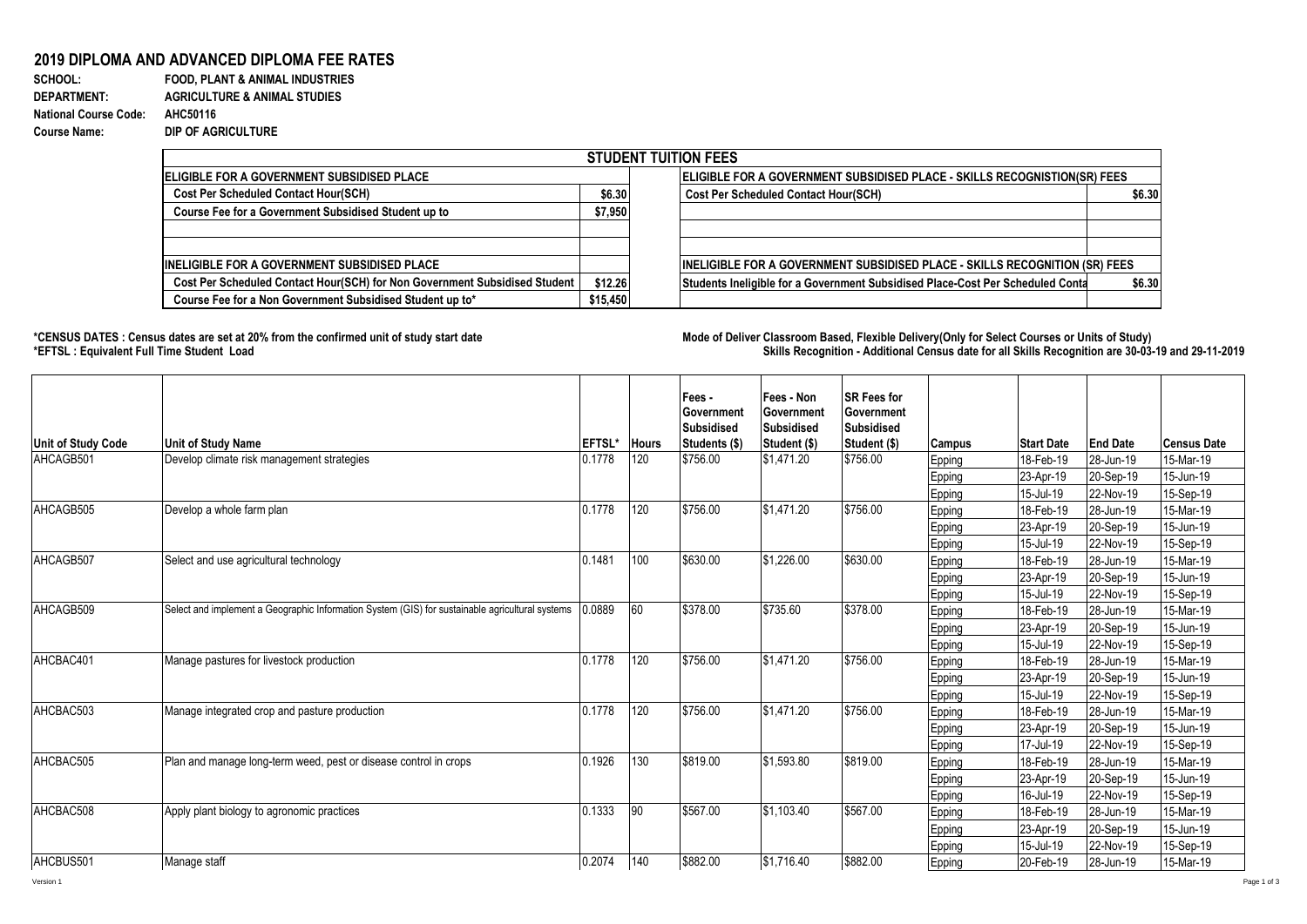# 2019 DIPLOMA AND ADVANCED DIPLOMA FEE RATES

**SCHOOL:** FOOD, PLANT & ANIMAL INDUSTRIES
**DEPARTMENT:** AGRICULTURE & ANIMAL STUDIES
**National Course Code:** AHC50116
**Course Name:** DIP OF AGRICULTURE

| STUDENT TUITION FEES | | | |
|---|---|---|---|
| **ELIGIBLE FOR A GOVERNMENT SUBSIDISED PLACE** | | **ELIGIBLE FOR A GOVERNMENT SUBSIDISED PLACE - SKILLS RECOGNISTION(SR) FEES** | |
| Cost Per Scheduled Contact Hour(SCH) | $6.30 | Cost Per Scheduled Contact Hour(SCH) | $6.30 |
| Course Fee for a Government Subsidised Student up to | $7,950 | | |
| | | | |
| | | | |
| **INELIGIBLE FOR A GOVERNMENT SUBSIDISED PLACE** | | **INELIGIBLE FOR A GOVERNMENT SUBSIDISED PLACE - SKILLS RECOGNITION (SR) FEES** | |
| Cost Per Scheduled Contact Hour(SCH) for Non Government Subsidised Student | $12.26 | Students Ineligible for a Government Subsidised Place-Cost Per Scheduled Conta | $6.30 |
| Course Fee for a Non Government Subsidised Student up to* | $15,450 | | |

**\*CENSUS DATES : Census dates are set at 20% from the confirmed unit of study start date**
**\*EFTSL : Equivalent Full Time Student Load**

**Mode of Deliver Classroom Based, Flexible Delivery(Only for Select Courses or Units of Study)**
**Skills Recognition - Additional Census date for all Skills Recognition are 30-03-19 and 29-11-2019**

| Unit of Study Code | Unit of Study Name | EFTSL* | Hours | Fees - Government Subsidised Students ($) | Fees - Non Government Subsidised Student ($) | SR Fees for Government Subsidised Student ($) | Campus | Start Date | End Date | Census Date |
|---|---|---|---|---|---|---|---|---|---|---|
| AHCAGB501 | Develop climate risk management strategies | 0.1778 | 120 | $756.00 | $1,471.20 | $756.00 | Epping | 18-Feb-19 | 28-Jun-19 | 15-Mar-19 |
| | | | | | | | Epping | 23-Apr-19 | 20-Sep-19 | 15-Jun-19 |
| | | | | | | | Epping | 15-Jul-19 | 22-Nov-19 | 15-Sep-19 |
| AHCAGB505 | Develop a whole farm plan | 0.1778 | 120 | $756.00 | $1,471.20 | $756.00 | Epping | 18-Feb-19 | 28-Jun-19 | 15-Mar-19 |
| | | | | | | | Epping | 23-Apr-19 | 20-Sep-19 | 15-Jun-19 |
| | | | | | | | Epping | 15-Jul-19 | 22-Nov-19 | 15-Sep-19 |
| AHCAGB507 | Select and use agricultural technology | 0.1481 | 100 | $630.00 | $1,226.00 | $630.00 | Epping | 18-Feb-19 | 28-Jun-19 | 15-Mar-19 |
| | | | | | | | Epping | 23-Apr-19 | 20-Sep-19 | 15-Jun-19 |
| | | | | | | | Epping | 15-Jul-19 | 22-Nov-19 | 15-Sep-19 |
| AHCAGB509 | Select and implement a Geographic Information System (GIS) for sustainable agricultural systems | 0.0889 | 60 | $378.00 | $735.60 | $378.00 | Epping | 18-Feb-19 | 28-Jun-19 | 15-Mar-19 |
| | | | | | | | Epping | 23-Apr-19 | 20-Sep-19 | 15-Jun-19 |
| | | | | | | | Epping | 15-Jul-19 | 22-Nov-19 | 15-Sep-19 |
| AHCBAC401 | Manage pastures for livestock production | 0.1778 | 120 | $756.00 | $1,471.20 | $756.00 | Epping | 18-Feb-19 | 28-Jun-19 | 15-Mar-19 |
| | | | | | | | Epping | 23-Apr-19 | 20-Sep-19 | 15-Jun-19 |
| | | | | | | | Epping | 15-Jul-19 | 22-Nov-19 | 15-Sep-19 |
| AHCBAC503 | Manage integrated crop and pasture production | 0.1778 | 120 | $756.00 | $1,471.20 | $756.00 | Epping | 18-Feb-19 | 28-Jun-19 | 15-Mar-19 |
| | | | | | | | Epping | 23-Apr-19 | 20-Sep-19 | 15-Jun-19 |
| | | | | | | | Epping | 17-Jul-19 | 22-Nov-19 | 15-Sep-19 |
| AHCBAC505 | Plan and manage long-term weed, pest or disease control in crops | 0.1926 | 130 | $819.00 | $1,593.80 | $819.00 | Epping | 18-Feb-19 | 28-Jun-19 | 15-Mar-19 |
| | | | | | | | Epping | 23-Apr-19 | 20-Sep-19 | 15-Jun-19 |
| | | | | | | | Epping | 16-Jul-19 | 22-Nov-19 | 15-Sep-19 |
| AHCBAC508 | Apply plant biology to agronomic practices | 0.1333 | 90 | $567.00 | $1,103.40 | $567.00 | Epping | 18-Feb-19 | 28-Jun-19 | 15-Mar-19 |
| | | | | | | | Epping | 23-Apr-19 | 20-Sep-19 | 15-Jun-19 |
| | | | | | | | Epping | 15-Jul-19 | 22-Nov-19 | 15-Sep-19 |
| AHCBUS501 | Manage staff | 0.2074 | 140 | $882.00 | $1,716.40 | $882.00 | Epping | 20-Feb-19 | 28-Jun-19 | 15-Mar-19 |

Version 1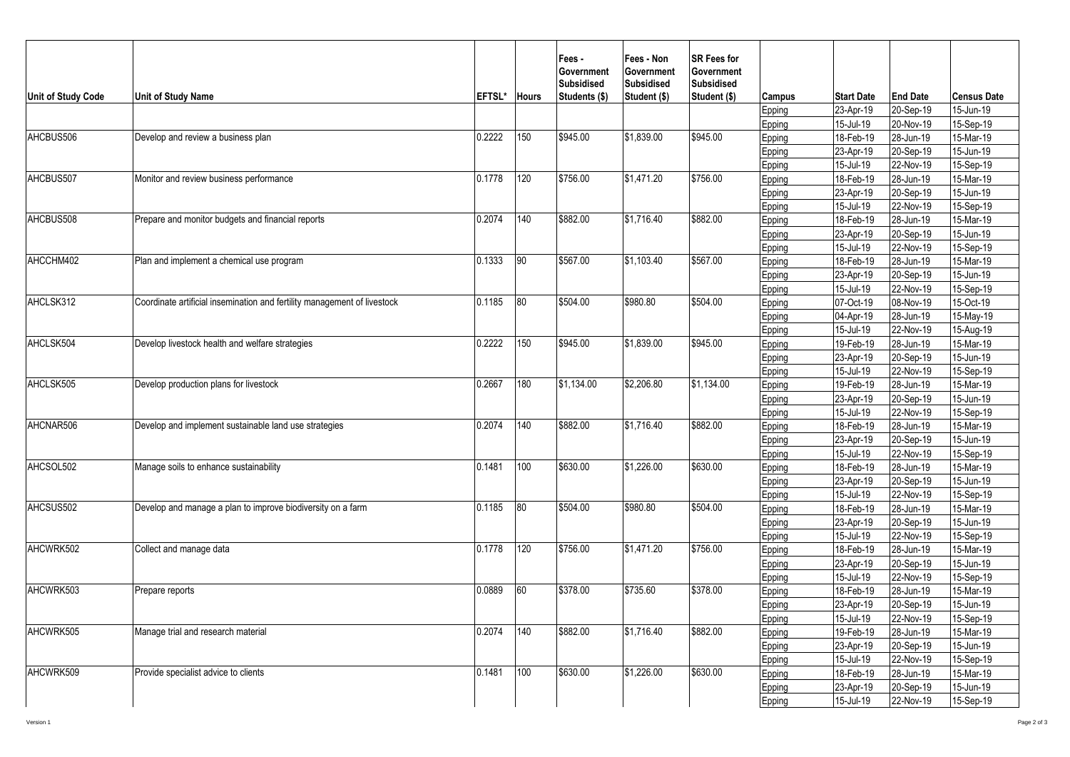| Unit of Study Code | Unit of Study Name | EFTSL* | Hours | Fees - Government Subsidised Students ($) | Fees - Non Government Subsidised Student ($) | SR Fees for Government Subsidised Student ($) | Campus | Start Date | End Date | Census Date |
|---|---|---|---|---|---|---|---|---|---|---|
| | | | | | | | Epping | 23-Apr-19 | 20-Sep-19 | 15-Jun-19 |
| | | | | | | | Epping | 15-Jul-19 | 20-Nov-19 | 15-Sep-19 |
| AHCBUS506 | Develop and review a business plan | 0.2222 | 150 | $945.00 | $1,839.00 | $945.00 | Epping | 18-Feb-19 | 28-Jun-19 | 15-Mar-19 |
| | | | | | | | Epping | 23-Apr-19 | 20-Sep-19 | 15-Jun-19 |
| | | | | | | | Epping | 15-Jul-19 | 22-Nov-19 | 15-Sep-19 |
| AHCBUS507 | Monitor and review business performance | 0.1778 | 120 | $756.00 | $1,471.20 | $756.00 | Epping | 18-Feb-19 | 28-Jun-19 | 15-Mar-19 |
| | | | | | | | Epping | 23-Apr-19 | 20-Sep-19 | 15-Jun-19 |
| | | | | | | | Epping | 15-Jul-19 | 22-Nov-19 | 15-Sep-19 |
| AHCBUS508 | Prepare and monitor budgets and financial reports | 0.2074 | 140 | $882.00 | $1,716.40 | $882.00 | Epping | 18-Feb-19 | 28-Jun-19 | 15-Mar-19 |
| | | | | | | | Epping | 23-Apr-19 | 20-Sep-19 | 15-Jun-19 |
| | | | | | | | Epping | 15-Jul-19 | 22-Nov-19 | 15-Sep-19 |
| AHCCHM402 | Plan and implement a chemical use program | 0.1333 | 90 | $567.00 | $1,103.40 | $567.00 | Epping | 18-Feb-19 | 28-Jun-19 | 15-Mar-19 |
| | | | | | | | Epping | 23-Apr-19 | 20-Sep-19 | 15-Jun-19 |
| | | | | | | | Epping | 15-Jul-19 | 22-Nov-19 | 15-Sep-19 |
| AHCLSK312 | Coordinate artificial insemination and fertility management of livestock | 0.1185 | 80 | $504.00 | $980.80 | $504.00 | Epping | 07-Oct-19 | 08-Nov-19 | 15-Oct-19 |
| | | | | | | | Epping | 04-Apr-19 | 28-Jun-19 | 15-May-19 |
| | | | | | | | Epping | 15-Jul-19 | 22-Nov-19 | 15-Aug-19 |
| AHCLSK504 | Develop livestock health and welfare strategies | 0.2222 | 150 | $945.00 | $1,839.00 | $945.00 | Epping | 19-Feb-19 | 28-Jun-19 | 15-Mar-19 |
| | | | | | | | Epping | 23-Apr-19 | 20-Sep-19 | 15-Jun-19 |
| | | | | | | | Epping | 15-Jul-19 | 22-Nov-19 | 15-Sep-19 |
| AHCLSK505 | Develop production plans for livestock | 0.2667 | 180 | $1,134.00 | $2,206.80 | $1,134.00 | Epping | 19-Feb-19 | 28-Jun-19 | 15-Mar-19 |
| | | | | | | | Epping | 23-Apr-19 | 20-Sep-19 | 15-Jun-19 |
| | | | | | | | Epping | 15-Jul-19 | 22-Nov-19 | 15-Sep-19 |
| AHCNAR506 | Develop and implement sustainable land use strategies | 0.2074 | 140 | $882.00 | $1,716.40 | $882.00 | Epping | 18-Feb-19 | 28-Jun-19 | 15-Mar-19 |
| | | | | | | | Epping | 23-Apr-19 | 20-Sep-19 | 15-Jun-19 |
| | | | | | | | Epping | 15-Jul-19 | 22-Nov-19 | 15-Sep-19 |
| AHCSOL502 | Manage soils to enhance sustainability | 0.1481 | 100 | $630.00 | $1,226.00 | $630.00 | Epping | 18-Feb-19 | 28-Jun-19 | 15-Mar-19 |
| | | | | | | | Epping | 23-Apr-19 | 20-Sep-19 | 15-Jun-19 |
| | | | | | | | Epping | 15-Jul-19 | 22-Nov-19 | 15-Sep-19 |
| AHCSUS502 | Develop and manage a plan to improve biodiversity on a farm | 0.1185 | 80 | $504.00 | $980.80 | $504.00 | Epping | 18-Feb-19 | 28-Jun-19 | 15-Mar-19 |
| | | | | | | | Epping | 23-Apr-19 | 20-Sep-19 | 15-Jun-19 |
| | | | | | | | Epping | 15-Jul-19 | 22-Nov-19 | 15-Sep-19 |
| AHCWRK502 | Collect and manage data | 0.1778 | 120 | $756.00 | $1,471.20 | $756.00 | Epping | 18-Feb-19 | 28-Jun-19 | 15-Mar-19 |
| | | | | | | | Epping | 23-Apr-19 | 20-Sep-19 | 15-Jun-19 |
| | | | | | | | Epping | 15-Jul-19 | 22-Nov-19 | 15-Sep-19 |
| AHCWRK503 | Prepare reports | 0.0889 | 60 | $378.00 | $735.60 | $378.00 | Epping | 18-Feb-19 | 28-Jun-19 | 15-Mar-19 |
| | | | | | | | Epping | 23-Apr-19 | 20-Sep-19 | 15-Jun-19 |
| | | | | | | | Epping | 15-Jul-19 | 22-Nov-19 | 15-Sep-19 |
| AHCWRK505 | Manage trial and research material | 0.2074 | 140 | $882.00 | $1,716.40 | $882.00 | Epping | 19-Feb-19 | 28-Jun-19 | 15-Mar-19 |
| | | | | | | | Epping | 23-Apr-19 | 20-Sep-19 | 15-Jun-19 |
| | | | | | | | Epping | 15-Jul-19 | 22-Nov-19 | 15-Sep-19 |
| AHCWRK509 | Provide specialist advice to clients | 0.1481 | 100 | $630.00 | $1,226.00 | $630.00 | Epping | 18-Feb-19 | 28-Jun-19 | 15-Mar-19 |
| | | | | | | | Epping | 23-Apr-19 | 20-Sep-19 | 15-Jun-19 |
| | | | | | | | Epping | 15-Jul-19 | 22-Nov-19 | 15-Sep-19 |

Version 1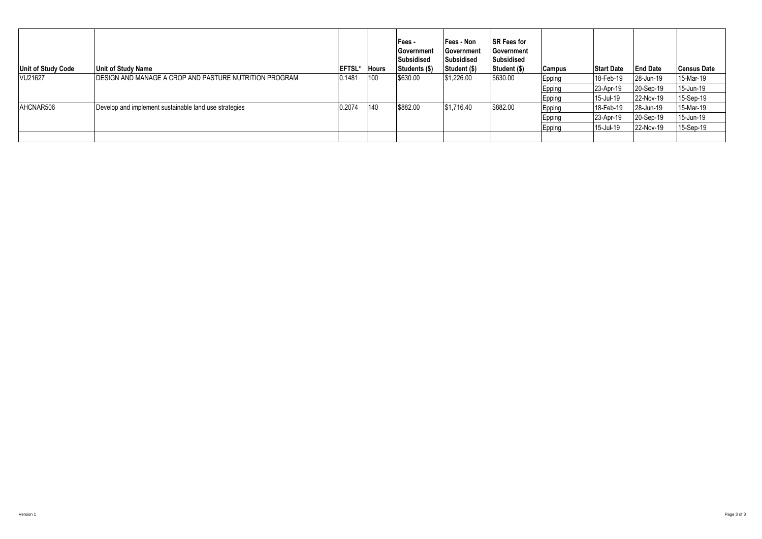| Unit of Study Code | Unit of Study Name | EFTSL* | Hours | Fees - Government Subsidised Students ($) | Fees - Non Government Subsidised Student ($) | SR Fees for Government Subsidised Student ($) | Campus | Start Date | End Date | Census Date |
|---|---|---|---|---|---|---|---|---|---|---|
| VU21627 | DESIGN AND MANAGE A CROP AND PASTURE NUTRITION PROGRAM | 0.1481 | 100 | $630.00 | $1,226.00 | $630.00 | Epping | 18-Feb-19 | 28-Jun-19 | 15-Mar-19 |
| | | | | | | | Epping | 23-Apr-19 | 20-Sep-19 | 15-Jun-19 |
| | | | | | | | Epping | 15-Jul-19 | 22-Nov-19 | 15-Sep-19 |
| AHCNAR506 | Develop and implement sustainable land use strategies | 0.2074 | 140 | $882.00 | $1,716.40 | $882.00 | Epping | 18-Feb-19 | 28-Jun-19 | 15-Mar-19 |
| | | | | | | | Epping | 23-Apr-19 | 20-Sep-19 | 15-Jun-19 |
| | | | | | | | Epping | 15-Jul-19 | 22-Nov-19 | 15-Sep-19 |
| | | | | | | | | | | |

Version 1